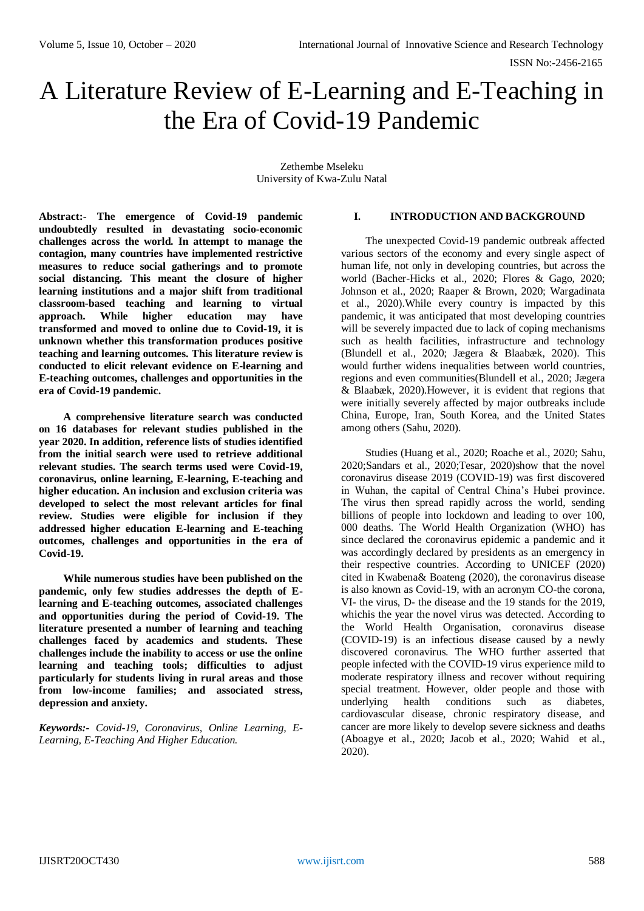# A Literature Review of E-Learning and E-Teaching in the Era of Covid-19 Pandemic

Zethembe Mseleku
University of Kwa-Zulu Natal

**Abstract:- The emergence of Covid-19 pandemic undoubtedly resulted in devastating socio-economic challenges across the world. In attempt to manage the contagion, many countries have implemented restrictive measures to reduce social gatherings and to promote social distancing. This meant the closure of higher learning institutions and a major shift from traditional classroom-based teaching and learning to virtual approach. While higher education may have transformed and moved to online due to Covid-19, it is unknown whether this transformation produces positive teaching and learning outcomes. This literature review is conducted to elicit relevant evidence on E-learning and E-teaching outcomes, challenges and opportunities in the era of Covid-19 pandemic.**

**A comprehensive literature search was conducted on 16 databases for relevant studies published in the year 2020. In addition, reference lists of studies identified from the initial search were used to retrieve additional relevant studies. The search terms used were Covid-19, coronavirus, online learning, E-learning, E-teaching and higher education. An inclusion and exclusion criteria was developed to select the most relevant articles for final review. Studies were eligible for inclusion if they addressed higher education E-learning and E-teaching outcomes, challenges and opportunities in the era of Covid-19.**

**While numerous studies have been published on the pandemic, only few studies addresses the depth of E-learning and E-teaching outcomes, associated challenges and opportunities during the period of Covid-19. The literature presented a number of learning and teaching challenges faced by academics and students. These challenges include the inability to access or use the online learning and teaching tools; difficulties to adjust particularly for students living in rural areas and those from low-income families; and associated stress, depression and anxiety.**

***Keywords:-*** *Covid-19, Coronavirus, Online Learning, E-Learning, E-Teaching And Higher Education.*

## I. INTRODUCTION AND BACKGROUND

The unexpected Covid-19 pandemic outbreak affected various sectors of the economy and every single aspect of human life, not only in developing countries, but across the world (Bacher-Hicks et al., 2020; Flores & Gago, 2020; Johnson et al., 2020; Raaper & Brown, 2020; Wargadinata et al., 2020).While every country is impacted by this pandemic, it was anticipated that most developing countries will be severely impacted due to lack of coping mechanisms such as health facilities, infrastructure and technology (Blundell et al., 2020; Jægera & Blaabæk, 2020). This would further widens inequalities between world countries, regions and even communities(Blundell et al., 2020; Jægera & Blaabæk, 2020).However, it is evident that regions that were initially severely affected by major outbreaks include China, Europe, Iran, South Korea, and the United States among others (Sahu, 2020).

Studies (Huang et al., 2020; Roache et al., 2020; Sahu, 2020;Sandars et al., 2020;Tesar, 2020)show that the novel coronavirus disease 2019 (COVID-19) was first discovered in Wuhan, the capital of Central China's Hubei province. The virus then spread rapidly across the world, sending billions of people into lockdown and leading to over 100, 000 deaths. The World Health Organization (WHO) has since declared the coronavirus epidemic a pandemic and it was accordingly declared by presidents as an emergency in their respective countries. According to UNICEF (2020) cited in Kwabena& Boateng (2020), the coronavirus disease is also known as Covid-19, with an acronym CO-the corona, VI- the virus, D- the disease and the 19 stands for the 2019, whichis the year the novel virus was detected. According to the World Health Organisation, coronavirus disease (COVID-19) is an infectious disease caused by a newly discovered coronavirus. The WHO further asserted that people infected with the COVID-19 virus experience mild to moderate respiratory illness and recover without requiring special treatment. However, older people and those with underlying health conditions such as diabetes, cardiovascular disease, chronic respiratory disease, and cancer are more likely to develop severe sickness and deaths (Aboagye et al., 2020; Jacob et al., 2020; Wahid et al., 2020).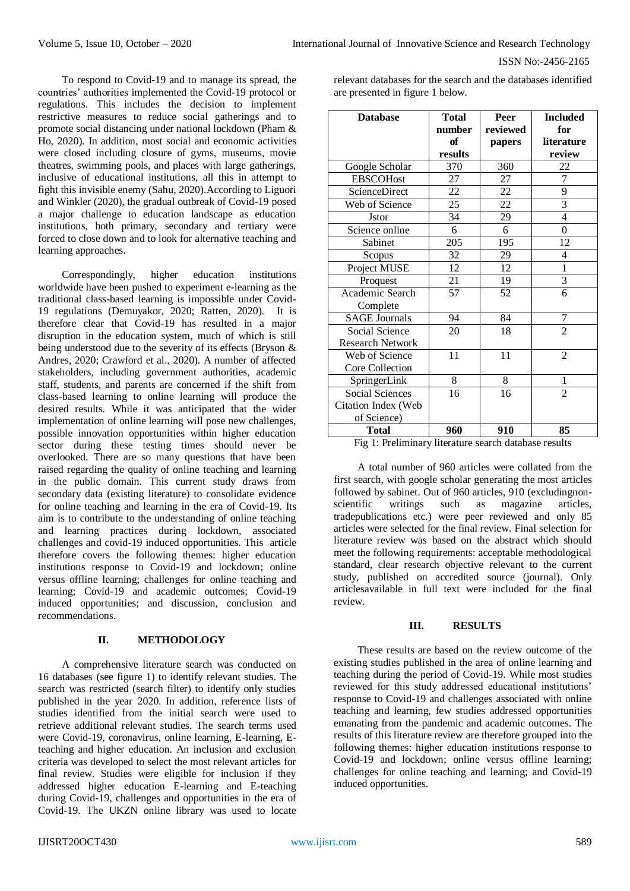To respond to Covid-19 and to manage its spread, the countries' authorities implemented the Covid-19 protocol or regulations. This includes the decision to implement restrictive measures to reduce social gatherings and to promote social distancing under national lockdown (Pham & Ho, 2020). In addition, most social and economic activities were closed including closure of gyms, museums, movie theatres, swimming pools, and places with large gatherings, inclusive of educational institutions, all this in attempt to fight this invisible enemy (Sahu, 2020).According to Liguori and Winkler (2020), the gradual outbreak of Covid-19 posed a major challenge to education landscape as education institutions, both primary, secondary and tertiary were forced to close down and to look for alternative teaching and learning approaches.

Correspondingly, higher education institutions worldwide have been pushed to experiment e-learning as the traditional class-based learning is impossible under Covid-19 regulations (Demuyakor, 2020; Ratten, 2020). It is therefore clear that Covid-19 has resulted in a major disruption in the education system, much of which is still being understood due to the severity of its effects (Bryson & Andres, 2020; Crawford et al., 2020). A number of affected stakeholders, including government authorities, academic staff, students, and parents are concerned if the shift from class-based learning to online learning will produce the desired results. While it was anticipated that the wider implementation of online learning will pose new challenges, possible innovation opportunities within higher education sector during these testing times should never be overlooked. There are so many questions that have been raised regarding the quality of online teaching and learning in the public domain. This current study draws from secondary data (existing literature) to consolidate evidence for online teaching and learning in the era of Covid-19. Its aim is to contribute to the understanding of online teaching and learning practices during lockdown, associated challenges and covid-19 induced opportunities. This article therefore covers the following themes: higher education institutions response to Covid-19 and lockdown; online versus offline learning; challenges for online teaching and learning; Covid-19 and academic outcomes; Covid-19 induced opportunities; and discussion, conclusion and recommendations.

## II. METHODOLOGY

A comprehensive literature search was conducted on 16 databases (see figure 1) to identify relevant studies. The search was restricted (search filter) to identify only studies published in the year 2020. In addition, reference lists of studies identified from the initial search were used to retrieve additional relevant studies. The search terms used were Covid-19, coronavirus, online learning, E-learning, E-teaching and higher education. An inclusion and exclusion criteria was developed to select the most relevant articles for final review. Studies were eligible for inclusion if they addressed higher education E-learning and E-teaching during Covid-19, challenges and opportunities in the era of Covid-19. The UKZN online library was used to locate relevant databases for the search and the databases identified are presented in figure 1 below.

| Database | Total number of results | Peer reviewed papers | Included for literature review |
|---|---|---|---|
| Google Scholar | 370 | 360 | 22 |
| EBSCOHost | 27 | 27 | 7 |
| ScienceDirect | 22 | 22 | 9 |
| Web of Science | 25 | 22 | 3 |
| Jstor | 34 | 29 | 4 |
| Science online | 6 | 6 | 0 |
| Sabinet | 205 | 195 | 12 |
| Scopus | 32 | 29 | 4 |
| Project MUSE | 12 | 12 | 1 |
| Proquest | 21 | 19 | 3 |
| Academic Search Complete | 57 | 52 | 6 |
| SAGE Journals | 94 | 84 | 7 |
| Social Science Research Network | 20 | 18 | 2 |
| Web of Science Core Collection | 11 | 11 | 2 |
| SpringerLink | 8 | 8 | 1 |
| Social Sciences Citation Index (Web of Science) | 16 | 16 | 2 |
| **Total** | **960** | **910** | **85** |

Fig 1: Preliminary literature search database results

A total number of 960 articles were collated from the first search, with google scholar generating the most articles followed by sabinet. Out of 960 articles, 910 (excludingnon-scientific writings such as magazine articles, tradepublications etc.) were peer reviewed and only 85 articles were selected for the final review. Final selection for literature review was based on the abstract which should meet the following requirements: acceptable methodological standard, clear research objective relevant to the current study, published on accredited source (journal). Only articlesavailable in full text were included for the final review.

## III. RESULTS

These results are based on the review outcome of the existing studies published in the area of online learning and teaching during the period of Covid-19. While most studies reviewed for this study addressed educational institutions' response to Covid-19 and challenges associated with online teaching and learning, few studies addressed opportunities emanating from the pandemic and academic outcomes. The results of this literature review are therefore grouped into the following themes: higher education institutions response to Covid-19 and lockdown; online versus offline learning; challenges for online teaching and learning; and Covid-19 induced opportunities.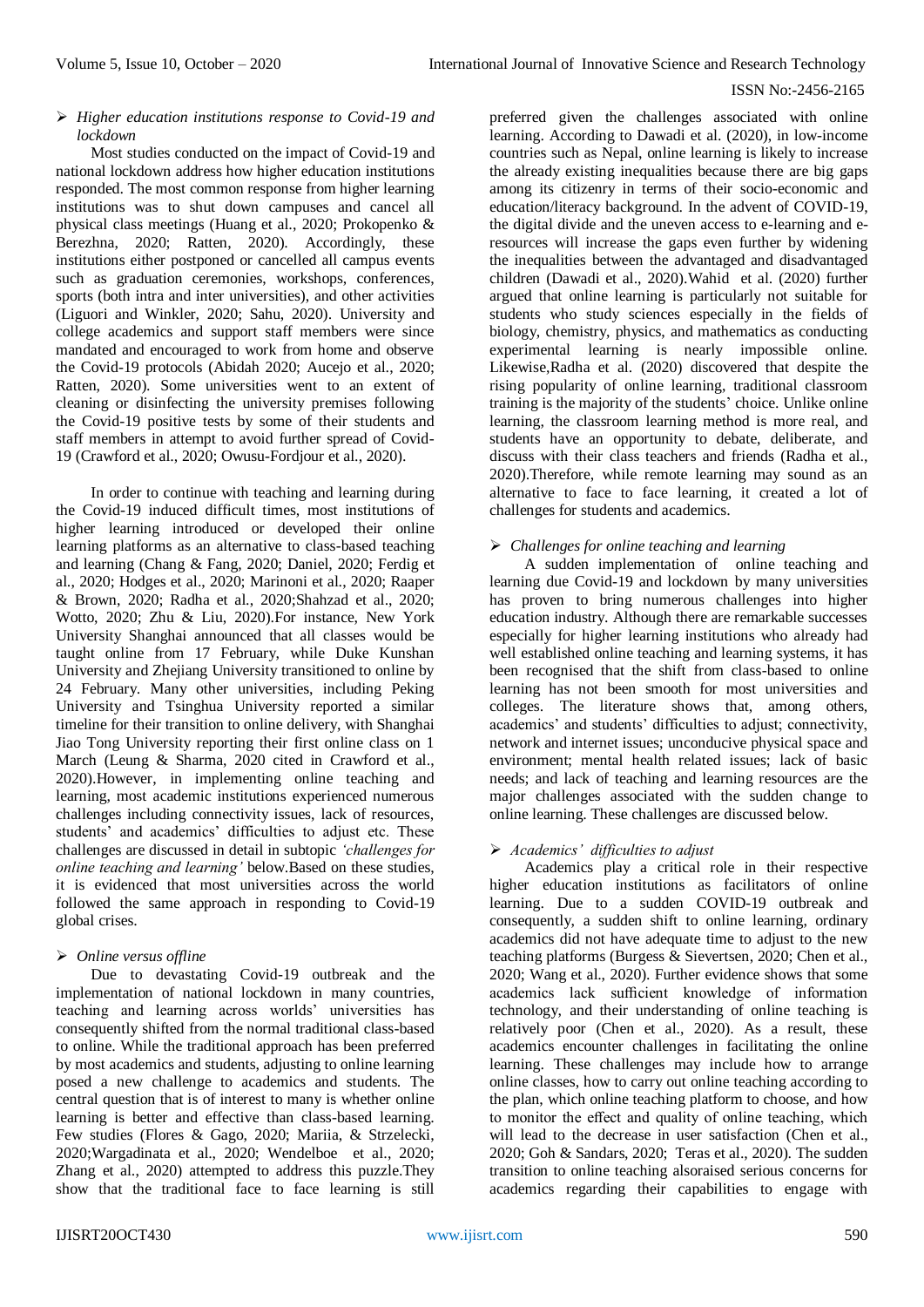> *Higher education institutions response to Covid-19 and lockdown*

Most studies conducted on the impact of Covid-19 and national lockdown address how higher education institutions responded. The most common response from higher learning institutions was to shut down campuses and cancel all physical class meetings (Huang et al., 2020; Prokopenko & Berezhna, 2020; Ratten, 2020). Accordingly, these institutions either postponed or cancelled all campus events such as graduation ceremonies, workshops, conferences, sports (both intra and inter universities), and other activities (Liguori and Winkler, 2020; Sahu, 2020). University and college academics and support staff members were since mandated and encouraged to work from home and observe the Covid-19 protocols (Abidah 2020; Aucejo et al., 2020; Ratten, 2020). Some universities went to an extent of cleaning or disinfecting the university premises following the Covid-19 positive tests by some of their students and staff members in attempt to avoid further spread of Covid-19 (Crawford et al., 2020; Owusu-Fordjour et al., 2020).

In order to continue with teaching and learning during the Covid-19 induced difficult times, most institutions of higher learning introduced or developed their online learning platforms as an alternative to class-based teaching and learning (Chang & Fang, 2020; Daniel, 2020; Ferdig et al., 2020; Hodges et al., 2020; Marinoni et al., 2020; Raaper & Brown, 2020; Radha et al., 2020;Shahzad et al., 2020; Wotto, 2020; Zhu & Liu, 2020).For instance, New York University Shanghai announced that all classes would be taught online from 17 February, while Duke Kunshan University and Zhejiang University transitioned to online by 24 February. Many other universities, including Peking University and Tsinghua University reported a similar timeline for their transition to online delivery, with Shanghai Jiao Tong University reporting their first online class on 1 March (Leung & Sharma, 2020 cited in Crawford et al., 2020).However, in implementing online teaching and learning, most academic institutions experienced numerous challenges including connectivity issues, lack of resources, students' and academics' difficulties to adjust etc. These challenges are discussed in detail in subtopic *'challenges for online teaching and learning'* below.Based on these studies, it is evidenced that most universities across the world followed the same approach in responding to Covid-19 global crises.

> *Online versus offline*

Due to devastating Covid-19 outbreak and the implementation of national lockdown in many countries, teaching and learning across worlds' universities has consequently shifted from the normal traditional class-based to online. While the traditional approach has been preferred by most academics and students, adjusting to online learning posed a new challenge to academics and students. The central question that is of interest to many is whether online learning is better and effective than class-based learning. Few studies (Flores & Gago, 2020; Mariia, & Strzelecki, 2020;Wargadinata et al., 2020; Wendelboe et al., 2020; Zhang et al., 2020) attempted to address this puzzle.They show that the traditional face to face learning is still preferred given the challenges associated with online learning. According to Dawadi et al. (2020), in low-income countries such as Nepal, online learning is likely to increase the already existing inequalities because there are big gaps among its citizenry in terms of their socio-economic and education/literacy background. In the advent of COVID-19, the digital divide and the uneven access to e-learning and e-resources will increase the gaps even further by widening the inequalities between the advantaged and disadvantaged children (Dawadi et al., 2020).Wahid et al. (2020) further argued that online learning is particularly not suitable for students who study sciences especially in the fields of biology, chemistry, physics, and mathematics as conducting experimental learning is nearly impossible online. Likewise,Radha et al. (2020) discovered that despite the rising popularity of online learning, traditional classroom training is the majority of the students' choice. Unlike online learning, the classroom learning method is more real, and students have an opportunity to debate, deliberate, and discuss with their class teachers and friends (Radha et al., 2020).Therefore, while remote learning may sound as an alternative to face to face learning, it created a lot of challenges for students and academics.

> *Challenges for online teaching and learning*

A sudden implementation of online teaching and learning due Covid-19 and lockdown by many universities has proven to bring numerous challenges into higher education industry. Although there are remarkable successes especially for higher learning institutions who already had well established online teaching and learning systems, it has been recognised that the shift from class-based to online learning has not been smooth for most universities and colleges. The literature shows that, among others, academics' and students' difficulties to adjust; connectivity, network and internet issues; unconducive physical space and environment; mental health related issues; lack of basic needs; and lack of teaching and learning resources are the major challenges associated with the sudden change to online learning. These challenges are discussed below.

> *Academics' difficulties to adjust*

Academics play a critical role in their respective higher education institutions as facilitators of online learning. Due to a sudden COVID-19 outbreak and consequently, a sudden shift to online learning, ordinary academics did not have adequate time to adjust to the new teaching platforms (Burgess & Sievertsen, 2020; Chen et al., 2020; Wang et al., 2020). Further evidence shows that some academics lack sufficient knowledge of information technology, and their understanding of online teaching is relatively poor (Chen et al., 2020). As a result, these academics encounter challenges in facilitating the online learning. These challenges may include how to arrange online classes, how to carry out online teaching according to the plan, which online teaching platform to choose, and how to monitor the effect and quality of online teaching, which will lead to the decrease in user satisfaction (Chen et al., 2020; Goh & Sandars, 2020; Teras et al., 2020). The sudden transition to online teaching alsoraised serious concerns for academics regarding their capabilities to engage with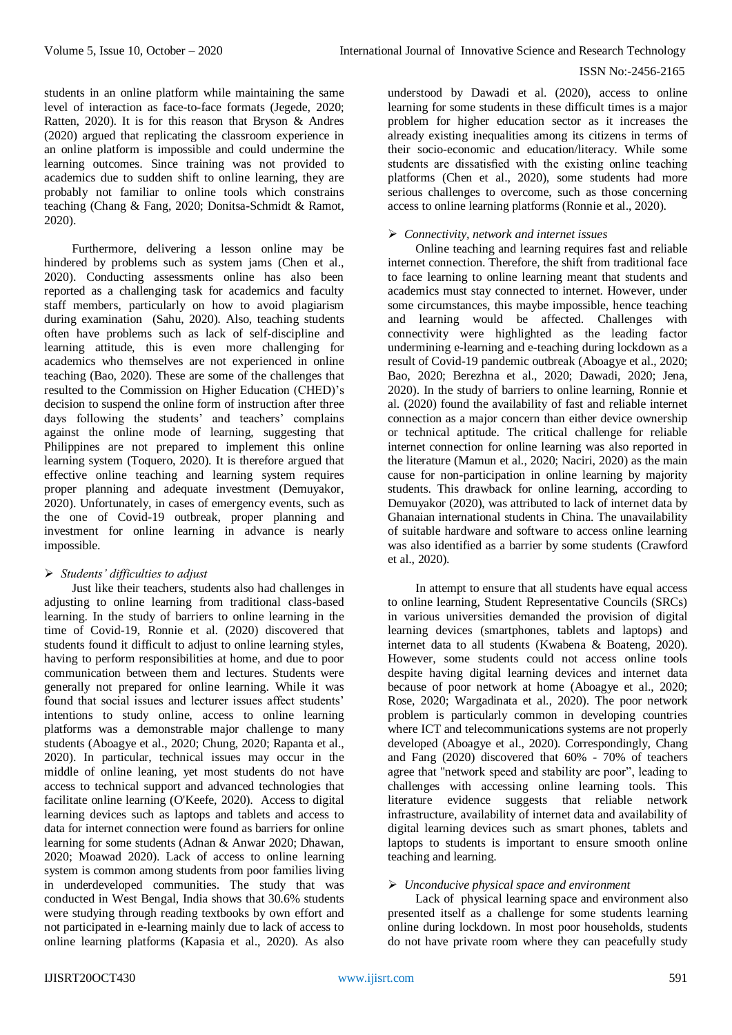students in an online platform while maintaining the same level of interaction as face-to-face formats (Jegede, 2020; Ratten, 2020). It is for this reason that Bryson & Andres (2020) argued that replicating the classroom experience in an online platform is impossible and could undermine the learning outcomes. Since training was not provided to academics due to sudden shift to online learning, they are probably not familiar to online tools which constrains teaching (Chang & Fang, 2020; Donitsa-Schmidt & Ramot, 2020).

Furthermore, delivering a lesson online may be hindered by problems such as system jams (Chen et al., 2020). Conducting assessments online has also been reported as a challenging task for academics and faculty staff members, particularly on how to avoid plagiarism during examination (Sahu, 2020). Also, teaching students often have problems such as lack of self-discipline and learning attitude, this is even more challenging for academics who themselves are not experienced in online teaching (Bao, 2020). These are some of the challenges that resulted to the Commission on Higher Education (CHED)'s decision to suspend the online form of instruction after three days following the students' and teachers' complains against the online mode of learning, suggesting that Philippines are not prepared to implement this online learning system (Toquero, 2020). It is therefore argued that effective online teaching and learning system requires proper planning and adequate investment (Demuyakor, 2020). Unfortunately, in cases of emergency events, such as the one of Covid-19 outbreak, proper planning and investment for online learning in advance is nearly impossible.

- *Students' difficulties to adjust*

Just like their teachers, students also had challenges in adjusting to online learning from traditional class-based learning. In the study of barriers to online learning in the time of Covid-19, Ronnie et al. (2020) discovered that students found it difficult to adjust to online learning styles, having to perform responsibilities at home, and due to poor communication between them and lectures. Students were generally not prepared for online learning. While it was found that social issues and lecturer issues affect students' intentions to study online, access to online learning platforms was a demonstrable major challenge to many students (Aboagye et al., 2020; Chung, 2020; Rapanta et al., 2020). In particular, technical issues may occur in the middle of online leaning, yet most students do not have access to technical support and advanced technologies that facilitate online learning (O'Keefe, 2020). Access to digital learning devices such as laptops and tablets and access to data for internet connection were found as barriers for online learning for some students (Adnan & Anwar 2020; Dhawan, 2020; Moawad 2020). Lack of access to online learning system is common among students from poor families living in underdeveloped communities. The study that was conducted in West Bengal, India shows that 30.6% students were studying through reading textbooks by own effort and not participated in e-learning mainly due to lack of access to online learning platforms (Kapasia et al., 2020). As also understood by Dawadi et al. (2020), access to online learning for some students in these difficult times is a major problem for higher education sector as it increases the already existing inequalities among its citizens in terms of their socio-economic and education/literacy. While some students are dissatisfied with the existing online teaching platforms (Chen et al., 2020), some students had more serious challenges to overcome, such as those concerning access to online learning platforms (Ronnie et al., 2020).

- *Connectivity, network and internet issues*

Online teaching and learning requires fast and reliable internet connection. Therefore, the shift from traditional face to face learning to online learning meant that students and academics must stay connected to internet. However, under some circumstances, this maybe impossible, hence teaching and learning would be affected. Challenges with connectivity were highlighted as the leading factor undermining e-learning and e-teaching during lockdown as a result of Covid-19 pandemic outbreak (Aboagye et al., 2020; Bao, 2020; Berezhna et al., 2020; Dawadi, 2020; Jena, 2020). In the study of barriers to online learning, Ronnie et al. (2020) found the availability of fast and reliable internet connection as a major concern than either device ownership or technical aptitude. The critical challenge for reliable internet connection for online learning was also reported in the literature (Mamun et al., 2020; Naciri, 2020) as the main cause for non-participation in online learning by majority students. This drawback for online learning, according to Demuyakor (2020), was attributed to lack of internet data by Ghanaian international students in China. The unavailability of suitable hardware and software to access online learning was also identified as a barrier by some students (Crawford et al., 2020).

In attempt to ensure that all students have equal access to online learning, Student Representative Councils (SRCs) in various universities demanded the provision of digital learning devices (smartphones, tablets and laptops) and internet data to all students (Kwabena & Boateng, 2020). However, some students could not access online tools despite having digital learning devices and internet data because of poor network at home (Aboagye et al., 2020; Rose, 2020; Wargadinata et al., 2020). The poor network problem is particularly common in developing countries where ICT and telecommunications systems are not properly developed (Aboagye et al., 2020). Correspondingly, Chang and Fang (2020) discovered that 60% - 70% of teachers agree that "network speed and stability are poor", leading to challenges with accessing online learning tools. This literature evidence suggests that reliable network infrastructure, availability of internet data and availability of digital learning devices such as smart phones, tablets and laptops to students is important to ensure smooth online teaching and learning.

- *Unconducive physical space and environment*

Lack of physical learning space and environment also presented itself as a challenge for some students learning online during lockdown. In most poor households, students do not have private room where they can peacefully study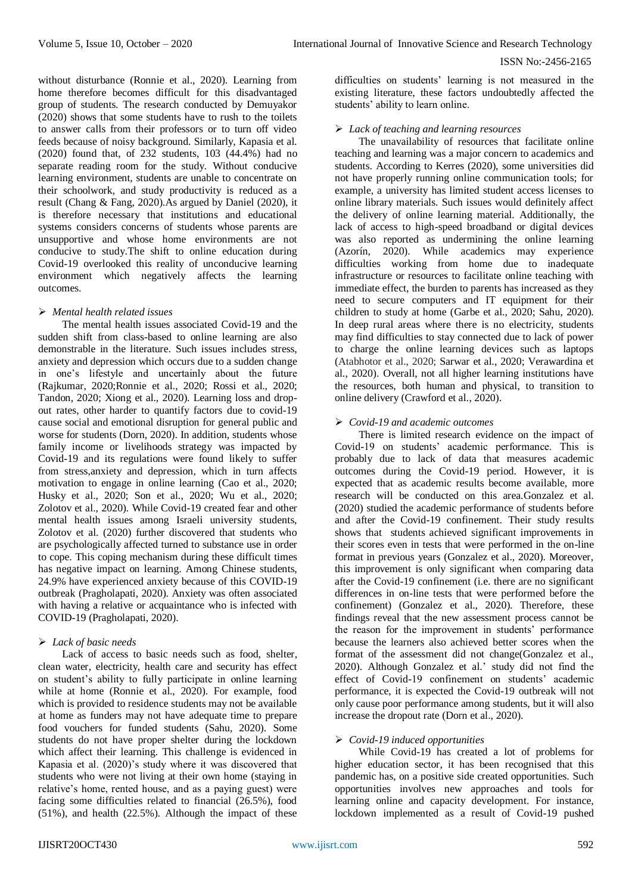without disturbance (Ronnie et al., 2020). Learning from home therefore becomes difficult for this disadvantaged group of students. The research conducted by Demuyakor (2020) shows that some students have to rush to the toilets to answer calls from their professors or to turn off video feeds because of noisy background. Similarly, Kapasia et al. (2020) found that, of 232 students, 103 (44.4%) had no separate reading room for the study. Without conducive learning environment, students are unable to concentrate on their schoolwork, and study productivity is reduced as a result (Chang & Fang, 2020).As argued by Daniel (2020), it is therefore necessary that institutions and educational systems considers concerns of students whose parents are unsupportive and whose home environments are not conducive to study.The shift to online education during Covid-19 overlooked this reality of unconducive learning environment which negatively affects the learning outcomes.

### *Mental health related issues*

The mental health issues associated Covid-19 and the sudden shift from class-based to online learning are also demonstrable in the literature. Such issues includes stress, anxiety and depression which occurs due to a sudden change in one's lifestyle and uncertainly about the future (Rajkumar, 2020;Ronnie et al., 2020; Rossi et al., 2020; Tandon, 2020; Xiong et al., 2020). Learning loss and drop-out rates, other harder to quantify factors due to covid-19 cause social and emotional disruption for general public and worse for students (Dorn, 2020). In addition, students whose family income or livelihoods strategy was impacted by Covid-19 and its regulations were found likely to suffer from stress,anxiety and depression, which in turn affects motivation to engage in online learning (Cao et al., 2020; Husky et al., 2020; Son et al., 2020; Wu et al., 2020; Zolotov et al., 2020). While Covid-19 created fear and other mental health issues among Israeli university students, Zolotov et al. (2020) further discovered that students who are psychologically affected turned to substance use in order to cope. This coping mechanism during these difficult times has negative impact on learning. Among Chinese students, 24.9% have experienced anxiety because of this COVID-19 outbreak (Pragholapati, 2020). Anxiety was often associated with having a relative or acquaintance who is infected with COVID-19 (Pragholapati, 2020).

### *Lack of basic needs*

Lack of access to basic needs such as food, shelter, clean water, electricity, health care and security has effect on student's ability to fully participate in online learning while at home (Ronnie et al., 2020). For example, food which is provided to residence students may not be available at home as funders may not have adequate time to prepare food vouchers for funded students (Sahu, 2020). Some students do not have proper shelter during the lockdown which affect their learning. This challenge is evidenced in Kapasia et al. (2020)'s study where it was discovered that students who were not living at their own home (staying in relative's home, rented house, and as a paying guest) were facing some difficulties related to financial (26.5%), food (51%), and health (22.5%). Although the impact of these difficulties on students' learning is not measured in the existing literature, these factors undoubtedly affected the students' ability to learn online.

### *Lack of teaching and learning resources*

The unavailability of resources that facilitate online teaching and learning was a major concern to academics and students. According to Kerres (2020), some universities did not have properly running online communication tools; for example, a university has limited student access licenses to online library materials. Such issues would definitely affect the delivery of online learning material. Additionally, the lack of access to high-speed broadband or digital devices was also reported as undermining the online learning (Azorín, 2020). While academics may experience difficulties working from home due to inadequate infrastructure or resources to facilitate online teaching with immediate effect, the burden to parents has increased as they need to secure computers and IT equipment for their children to study at home (Garbe et al., 2020; Sahu, 2020). In deep rural areas where there is no electricity, students may find difficulties to stay connected due to lack of power to charge the online learning devices such as laptops (Atabhotor et al., 2020; Sarwar et al., 2020; Verawardina et al., 2020). Overall, not all higher learning institutions have the resources, both human and physical, to transition to online delivery (Crawford et al., 2020).

### *Covid-19 and academic outcomes*

There is limited research evidence on the impact of Covid-19 on students' academic performance. This is probably due to lack of data that measures academic outcomes during the Covid-19 period. However, it is expected that as academic results become available, more research will be conducted on this area.Gonzalez et al. (2020) studied the academic performance of students before and after the Covid-19 confinement. Their study results shows that students achieved significant improvements in their scores even in tests that were performed in the on-line format in previous years (Gonzalez et al., 2020). Moreover, this improvement is only significant when comparing data after the Covid-19 confinement (i.e. there are no significant differences in on-line tests that were performed before the confinement) (Gonzalez et al., 2020). Therefore, these findings reveal that the new assessment process cannot be the reason for the improvement in students' performance because the learners also achieved better scores when the format of the assessment did not change(Gonzalez et al., 2020). Although Gonzalez et al.' study did not find the effect of Covid-19 confinement on students' academic performance, it is expected the Covid-19 outbreak will not only cause poor performance among students, but it will also increase the dropout rate (Dorn et al., 2020).

### *Covid-19 induced opportunities*

While Covid-19 has created a lot of problems for higher education sector, it has been recognised that this pandemic has, on a positive side created opportunities. Such opportunities involves new approaches and tools for learning online and capacity development. For instance, lockdown implemented as a result of Covid-19 pushed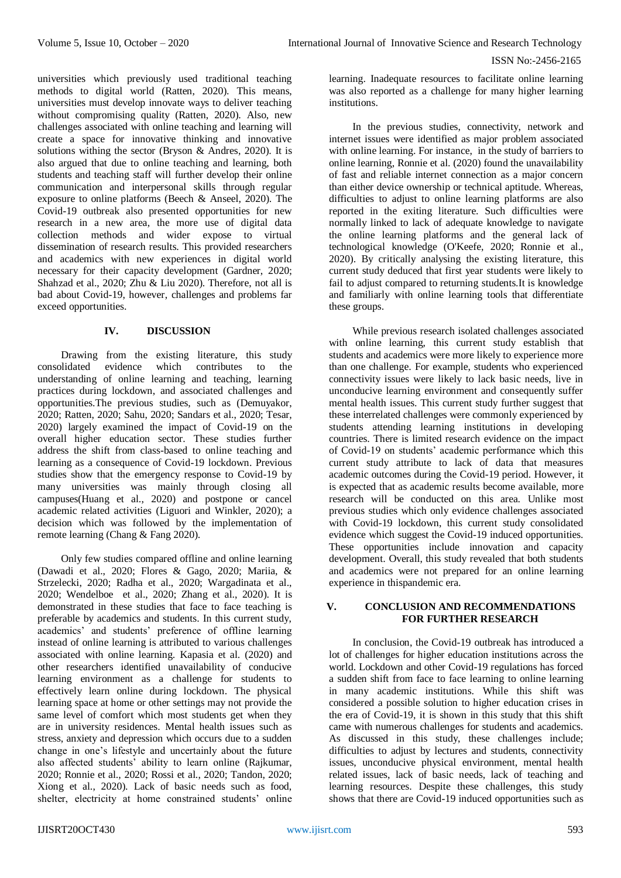universities which previously used traditional teaching methods to digital world (Ratten, 2020). This means, universities must develop innovate ways to deliver teaching without compromising quality (Ratten, 2020). Also, new challenges associated with online teaching and learning will create a space for innovative thinking and innovative solutions withing the sector (Bryson & Andres, 2020). It is also argued that due to online teaching and learning, both students and teaching staff will further develop their online communication and interpersonal skills through regular exposure to online platforms (Beech & Anseel, 2020). The Covid-19 outbreak also presented opportunities for new research in a new area, the more use of digital data collection methods and wider expose to virtual dissemination of research results. This provided researchers and academics with new experiences in digital world necessary for their capacity development (Gardner, 2020; Shahzad et al., 2020; Zhu & Liu 2020). Therefore, not all is bad about Covid-19, however, challenges and problems far exceed opportunities.

## IV. DISCUSSION

Drawing from the existing literature, this study consolidated evidence which contributes to the understanding of online learning and teaching, learning practices during lockdown, and associated challenges and opportunities.The previous studies, such as (Demuyakor, 2020; Ratten, 2020; Sahu, 2020; Sandars et al., 2020; Tesar, 2020) largely examined the impact of Covid-19 on the overall higher education sector. These studies further address the shift from class-based to online teaching and learning as a consequence of Covid-19 lockdown. Previous studies show that the emergency response to Covid-19 by many universities was mainly through closing all campuses(Huang et al., 2020) and postpone or cancel academic related activities (Liguori and Winkler, 2020); a decision which was followed by the implementation of remote learning (Chang & Fang 2020).

Only few studies compared offline and online learning (Dawadi et al., 2020; Flores & Gago, 2020; Mariia, & Strzelecki, 2020; Radha et al., 2020; Wargadinata et al., 2020; Wendelboe et al., 2020; Zhang et al., 2020). It is demonstrated in these studies that face to face teaching is preferable by academics and students. In this current study, academics' and students' preference of offline learning instead of online learning is attributed to various challenges associated with online learning. Kapasia et al. (2020) and other researchers identified unavailability of conducive learning environment as a challenge for students to effectively learn online during lockdown. The physical learning space at home or other settings may not provide the same level of comfort which most students get when they are in university residences. Mental health issues such as stress, anxiety and depression which occurs due to a sudden change in one's lifestyle and uncertainly about the future also affected students' ability to learn online (Rajkumar, 2020; Ronnie et al., 2020; Rossi et al., 2020; Tandon, 2020; Xiong et al., 2020). Lack of basic needs such as food, shelter, electricity at home constrained students' online learning. Inadequate resources to facilitate online learning was also reported as a challenge for many higher learning institutions.

In the previous studies, connectivity, network and internet issues were identified as major problem associated with online learning. For instance, in the study of barriers to online learning, Ronnie et al. (2020) found the unavailability of fast and reliable internet connection as a major concern than either device ownership or technical aptitude. Whereas, difficulties to adjust to online learning platforms are also reported in the exiting literature. Such difficulties were normally linked to lack of adequate knowledge to navigate the online learning platforms and the general lack of technological knowledge (O'Keefe, 2020; Ronnie et al., 2020). By critically analysing the existing literature, this current study deduced that first year students were likely to fail to adjust compared to returning students.It is knowledge and familiarly with online learning tools that differentiate these groups.

While previous research isolated challenges associated with online learning, this current study establish that students and academics were more likely to experience more than one challenge. For example, students who experienced connectivity issues were likely to lack basic needs, live in unconducive learning environment and consequently suffer mental health issues. This current study further suggest that these interrelated challenges were commonly experienced by students attending learning institutions in developing countries. There is limited research evidence on the impact of Covid-19 on students' academic performance which this current study attribute to lack of data that measures academic outcomes during the Covid-19 period. However, it is expected that as academic results become available, more research will be conducted on this area. Unlike most previous studies which only evidence challenges associated with Covid-19 lockdown, this current study consolidated evidence which suggest the Covid-19 induced opportunities. These opportunities include innovation and capacity development. Overall, this study revealed that both students and academics were not prepared for an online learning experience in thispandemic era.

## V. CONCLUSION AND RECOMMENDATIONS FOR FURTHER RESEARCH

In conclusion, the Covid-19 outbreak has introduced a lot of challenges for higher education institutions across the world. Lockdown and other Covid-19 regulations has forced a sudden shift from face to face learning to online learning in many academic institutions. While this shift was considered a possible solution to higher education crises in the era of Covid-19, it is shown in this study that this shift came with numerous challenges for students and academics. As discussed in this study, these challenges include; difficulties to adjust by lectures and students, connectivity issues, unconducive physical environment, mental health related issues, lack of basic needs, lack of teaching and learning resources. Despite these challenges, this study shows that there are Covid-19 induced opportunities such as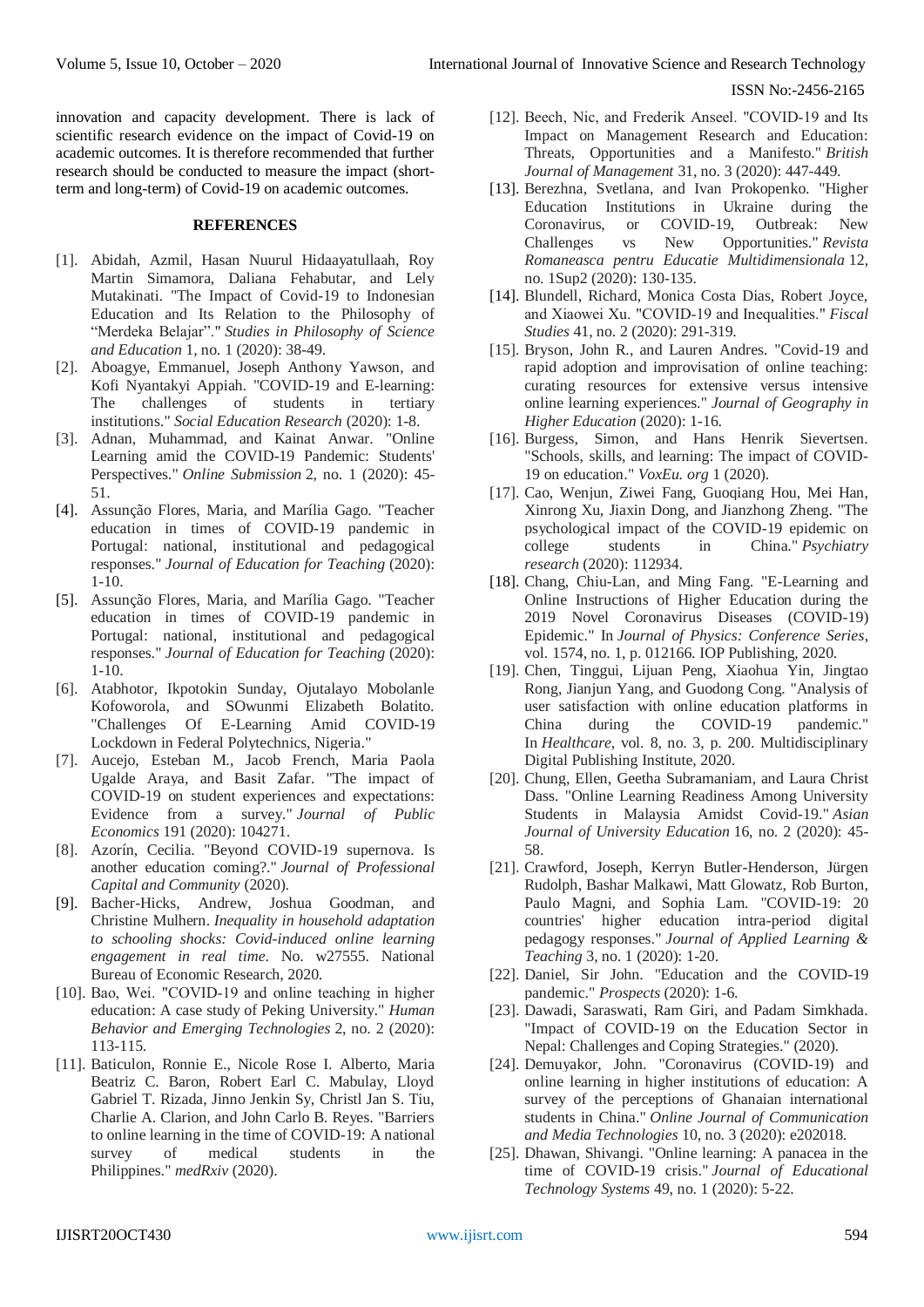innovation and capacity development. There is lack of scientific research evidence on the impact of Covid-19 on academic outcomes. It is therefore recommended that further research should be conducted to measure the impact (short-term and long-term) of Covid-19 on academic outcomes.

## REFERENCES

[1]. Abidah, Azmil, Hasan Nuurul Hidaayatullaah, Roy Martin Simamora, Daliana Fehabutar, and Lely Mutakinati. "The Impact of Covid-19 to Indonesian Education and Its Relation to the Philosophy of "Merdeka Belajar"." *Studies in Philosophy of Science and Education* 1, no. 1 (2020): 38-49.

[2]. Aboagye, Emmanuel, Joseph Anthony Yawson, and Kofi Nyantakyi Appiah. "COVID-19 and E-learning: The challenges of students in tertiary institutions." *Social Education Research* (2020): 1-8.

[3]. Adnan, Muhammad, and Kainat Anwar. "Online Learning amid the COVID-19 Pandemic: Students' Perspectives." *Online Submission* 2, no. 1 (2020): 45-51.

[4]. Assunção Flores, Maria, and Marília Gago. "Teacher education in times of COVID-19 pandemic in Portugal: national, institutional and pedagogical responses." *Journal of Education for Teaching* (2020): 1-10.

[5]. Assunção Flores, Maria, and Marília Gago. "Teacher education in times of COVID-19 pandemic in Portugal: national, institutional and pedagogical responses." *Journal of Education for Teaching* (2020): 1-10.

[6]. Atabhotor, Ikpotokin Sunday, Ojutalayo Mobolanle Kofoworola, and SOwunmi Elizabeth Bolatito. "Challenges Of E-Learning Amid COVID-19 Lockdown in Federal Polytechnics, Nigeria."

[7]. Aucejo, Esteban M., Jacob French, Maria Paola Ugalde Araya, and Basit Zafar. "The impact of COVID-19 on student experiences and expectations: Evidence from a survey." *Journal of Public Economics* 191 (2020): 104271.

[8]. Azorín, Cecilia. "Beyond COVID-19 supernova. Is another education coming?." *Journal of Professional Capital and Community* (2020).

[9]. Bacher-Hicks, Andrew, Joshua Goodman, and Christine Mulhern. *Inequality in household adaptation to schooling shocks: Covid-induced online learning engagement in real time.* No. w27555. National Bureau of Economic Research, 2020.

[10]. Bao, Wei. "COVID-19 and online teaching in higher education: A case study of Peking University." *Human Behavior and Emerging Technologies* 2, no. 2 (2020): 113-115.

[11]. Baticulon, Ronnie E., Nicole Rose I. Alberto, Maria Beatriz C. Baron, Robert Earl C. Mabulay, Lloyd Gabriel T. Rizada, Jinno Jenkin Sy, Christl Jan S. Tiu, Charlie A. Clarion, and John Carlo B. Reyes. "Barriers to online learning in the time of COVID-19: A national survey of medical students in the Philippines." *medRxiv* (2020).

[12]. Beech, Nic, and Frederik Anseel. "COVID-19 and Its Impact on Management Research and Education: Threats, Opportunities and a Manifesto." *British Journal of Management* 31, no. 3 (2020): 447-449.

[13]. Berezhna, Svetlana, and Ivan Prokopenko. "Higher Education Institutions in Ukraine during the Coronavirus, or COVID-19, Outbreak: New Challenges vs New Opportunities." *Revista Romaneasca pentru Educatie Multidimensionala* 12, no. 1Sup2 (2020): 130-135.

[14]. Blundell, Richard, Monica Costa Dias, Robert Joyce, and Xiaowei Xu. "COVID-19 and Inequalities." *Fiscal Studies* 41, no. 2 (2020): 291-319.

[15]. Bryson, John R., and Lauren Andres. "Covid-19 and rapid adoption and improvisation of online teaching: curating resources for extensive versus intensive online learning experiences." *Journal of Geography in Higher Education* (2020): 1-16.

[16]. Burgess, Simon, and Hans Henrik Sievertsen. "Schools, skills, and learning: The impact of COVID-19 on education." *VoxEu. org* 1 (2020).

[17]. Cao, Wenjun, Ziwei Fang, Guoqiang Hou, Mei Han, Xinrong Xu, Jiaxin Dong, and Jianzhong Zheng. "The psychological impact of the COVID-19 epidemic on college students in China." *Psychiatry research* (2020): 112934.

[18]. Chang, Chiu-Lan, and Ming Fang. "E-Learning and Online Instructions of Higher Education during the 2019 Novel Coronavirus Diseases (COVID-19) Epidemic." In *Journal of Physics: Conference Series*, vol. 1574, no. 1, p. 012166. IOP Publishing, 2020.

[19]. Chen, Tinggui, Lijuan Peng, Xiaohua Yin, Jingtao Rong, Jianjun Yang, and Guodong Cong. "Analysis of user satisfaction with online education platforms in China during the COVID-19 pandemic." In *Healthcare*, vol. 8, no. 3, p. 200. Multidisciplinary Digital Publishing Institute, 2020.

[20]. Chung, Ellen, Geetha Subramaniam, and Laura Christ Dass. "Online Learning Readiness Among University Students in Malaysia Amidst Covid-19." *Asian Journal of University Education* 16, no. 2 (2020): 45-58.

[21]. Crawford, Joseph, Kerryn Butler-Henderson, Jürgen Rudolph, Bashar Malkawi, Matt Glowatz, Rob Burton, Paulo Magni, and Sophia Lam. "COVID-19: 20 countries' higher education intra-period digital pedagogy responses." *Journal of Applied Learning & Teaching* 3, no. 1 (2020): 1-20.

[22]. Daniel, Sir John. "Education and the COVID-19 pandemic." *Prospects* (2020): 1-6.

[23]. Dawadi, Saraswati, Ram Giri, and Padam Simkhada. "Impact of COVID-19 on the Education Sector in Nepal: Challenges and Coping Strategies." (2020).

[24]. Demuyakor, John. "Coronavirus (COVID-19) and online learning in higher institutions of education: A survey of the perceptions of Ghanaian international students in China." *Online Journal of Communication and Media Technologies* 10, no. 3 (2020): e202018.

[25]. Dhawan, Shivangi. "Online learning: A panacea in the time of COVID-19 crisis." *Journal of Educational Technology Systems* 49, no. 1 (2020): 5-22.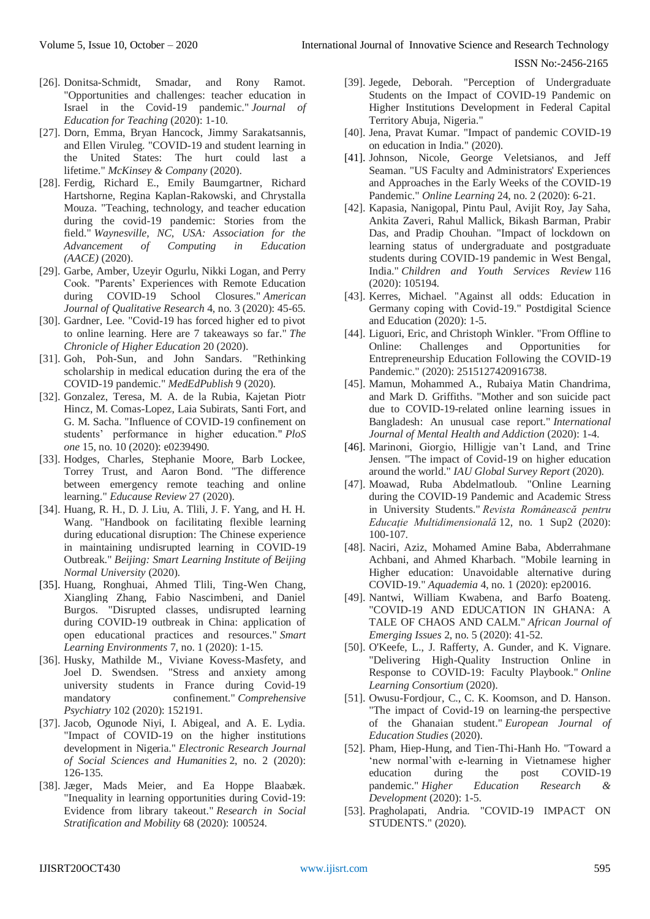[26]. Donitsa-Schmidt, Smadar, and Rony Ramot. "Opportunities and challenges: teacher education in Israel in the Covid-19 pandemic." *Journal of Education for Teaching* (2020): 1-10.

[27]. Dorn, Emma, Bryan Hancock, Jimmy Sarakatsannis, and Ellen Viruleg. "COVID-19 and student learning in the United States: The hurt could last a lifetime." *McKinsey & Company* (2020).

[28]. Ferdig, Richard E., Emily Baumgartner, Richard Hartshorne, Regina Kaplan-Rakowski, and Chrystalla Mouza. "Teaching, technology, and teacher education during the covid-19 pandemic: Stories from the field." *Waynesville, NC, USA: Association for the Advancement of Computing in Education (AACE)* (2020).

[29]. Garbe, Amber, Uzeyir Ogurlu, Nikki Logan, and Perry Cook. "Parents' Experiences with Remote Education during COVID-19 School Closures." *American Journal of Qualitative Research* 4, no. 3 (2020): 45-65.

[30]. Gardner, Lee. "Covid-19 has forced higher ed to pivot to online learning. Here are 7 takeaways so far." *The Chronicle of Higher Education* 20 (2020).

[31]. Goh, Poh-Sun, and John Sandars. "Rethinking scholarship in medical education during the era of the COVID-19 pandemic." *MedEdPublish* 9 (2020).

[32]. Gonzalez, Teresa, M. A. de la Rubia, Kajetan Piotr Hincz, M. Comas-Lopez, Laia Subirats, Santi Fort, and G. M. Sacha. "Influence of COVID-19 confinement on students' performance in higher education." *PloS one* 15, no. 10 (2020): e0239490.

[33]. Hodges, Charles, Stephanie Moore, Barb Lockee, Torrey Trust, and Aaron Bond. "The difference between emergency remote teaching and online learning." *Educause Review* 27 (2020).

[34]. Huang, R. H., D. J. Liu, A. Tlili, J. F. Yang, and H. H. Wang. "Handbook on facilitating flexible learning during educational disruption: The Chinese experience in maintaining undisrupted learning in COVID-19 Outbreak." *Beijing: Smart Learning Institute of Beijing Normal University* (2020).

[35]. Huang, Ronghuai, Ahmed Tlili, Ting-Wen Chang, Xiangling Zhang, Fabio Nascimbeni, and Daniel Burgos. "Disrupted classes, undisrupted learning during COVID-19 outbreak in China: application of open educational practices and resources." *Smart Learning Environments* 7, no. 1 (2020): 1-15.

[36]. Husky, Mathilde M., Viviane Kovess-Masfety, and Joel D. Swendsen. "Stress and anxiety among university students in France during Covid-19 mandatory confinement." *Comprehensive Psychiatry* 102 (2020): 152191.

[37]. Jacob, Ogunode Niyi, I. Abigeal, and A. E. Lydia. "Impact of COVID-19 on the higher institutions development in Nigeria." *Electronic Research Journal of Social Sciences and Humanities* 2, no. 2 (2020): 126-135.

[38]. Jæger, Mads Meier, and Ea Hoppe Blaabæk. "Inequality in learning opportunities during Covid-19: Evidence from library takeout." *Research in Social Stratification and Mobility* 68 (2020): 100524.

[39]. Jegede, Deborah. "Perception of Undergraduate Students on the Impact of COVID-19 Pandemic on Higher Institutions Development in Federal Capital Territory Abuja, Nigeria."

[40]. Jena, Pravat Kumar. "Impact of pandemic COVID-19 on education in India." (2020).

[41]. Johnson, Nicole, George Veletsianos, and Jeff Seaman. "US Faculty and Administrators' Experiences and Approaches in the Early Weeks of the COVID-19 Pandemic." *Online Learning* 24, no. 2 (2020): 6-21.

[42]. Kapasia, Nanigopal, Pintu Paul, Avijit Roy, Jay Saha, Ankita Zaveri, Rahul Mallick, Bikash Barman, Prabir Das, and Pradip Chouhan. "Impact of lockdown on learning status of undergraduate and postgraduate students during COVID-19 pandemic in West Bengal, India." *Children and Youth Services Review* 116 (2020): 105194.

[43]. Kerres, Michael. "Against all odds: Education in Germany coping with Covid-19." Postdigital Science and Education (2020): 1-5.

[44]. Liguori, Eric, and Christoph Winkler. "From Offline to Online: Challenges and Opportunities for Entrepreneurship Education Following the COVID-19 Pandemic." (2020): 2515127420916738.

[45]. Mamun, Mohammed A., Rubaiya Matin Chandrima, and Mark D. Griffiths. "Mother and son suicide pact due to COVID-19-related online learning issues in Bangladesh: An unusual case report." *International Journal of Mental Health and Addiction* (2020): 1-4.

[46]. Marinoni, Giorgio, Hilligje van't Land, and Trine Jensen. "The impact of Covid-19 on higher education around the world." *IAU Global Survey Report* (2020).

[47]. Moawad, Ruba Abdelmatloub. "Online Learning during the COVID-19 Pandemic and Academic Stress in University Students." *Revista Românească pentru Educaţie Multidimensională* 12, no. 1 Sup2 (2020): 100-107.

[48]. Naciri, Aziz, Mohamed Amine Baba, Abderrahmane Achbani, and Ahmed Kharbach. "Mobile learning in Higher education: Unavoidable alternative during COVID-19." *Aquademia* 4, no. 1 (2020): ep20016.

[49]. Nantwi, William Kwabena, and Barfo Boateng. "COVID-19 AND EDUCATION IN GHANA: A TALE OF CHAOS AND CALM." *African Journal of Emerging Issues* 2, no. 5 (2020): 41-52.

[50]. O'Keefe, L., J. Rafferty, A. Gunder, and K. Vignare. "Delivering High-Quality Instruction Online in Response to COVID-19: Faculty Playbook." *Online Learning Consortium* (2020).

[51]. Owusu-Fordjour, C., C. K. Koomson, and D. Hanson. "The impact of Covid-19 on learning-the perspective of the Ghanaian student." *European Journal of Education Studies* (2020).

[52]. Pham, Hiep-Hung, and Tien-Thi-Hanh Ho. "Toward a 'new normal'with e-learning in Vietnamese higher education during the post COVID-19 pandemic." *Higher Education Research & Development* (2020): 1-5.

[53]. Pragholapati, Andria. "COVID-19 IMPACT ON STUDENTS." (2020).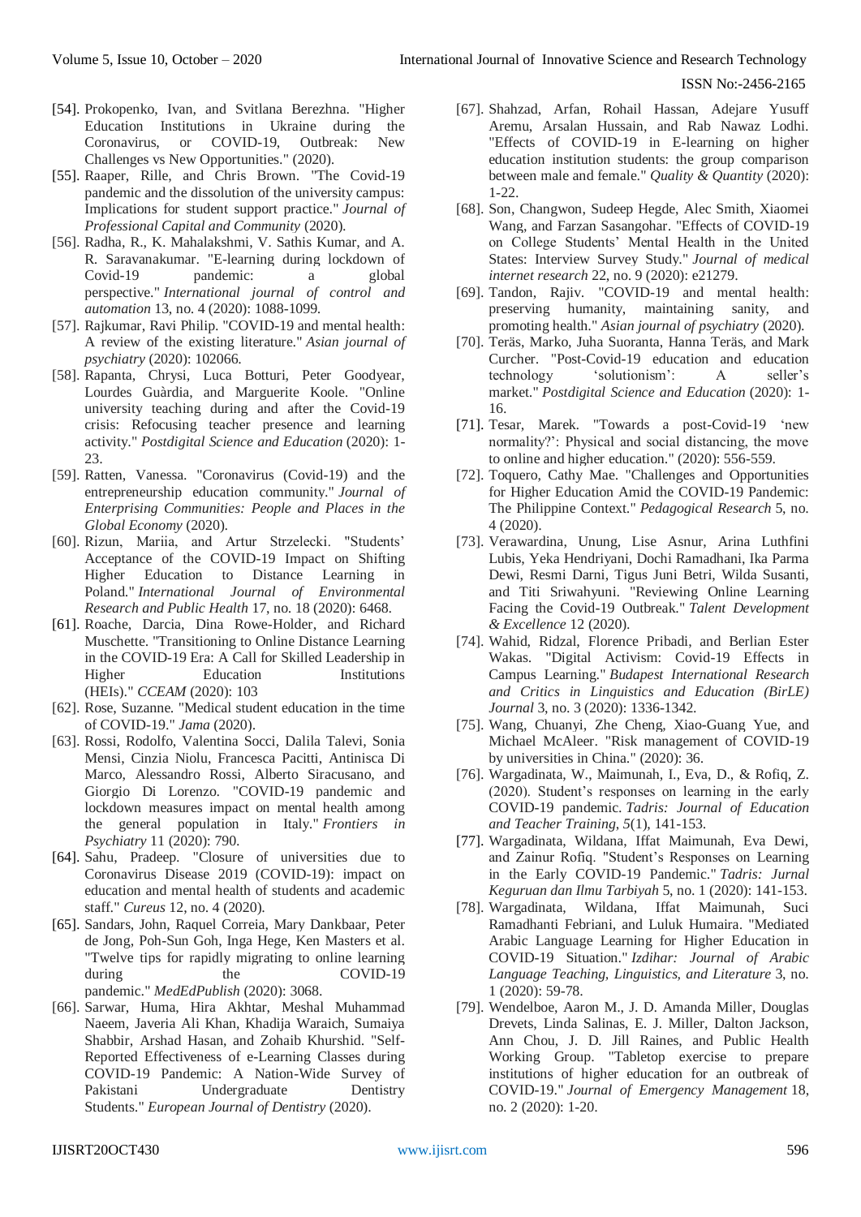[54]. Prokopenko, Ivan, and Svitlana Berezhna. "Higher Education Institutions in Ukraine during the Coronavirus, or COVID-19, Outbreak: New Challenges vs New Opportunities." (2020).

[55]. Raaper, Rille, and Chris Brown. "The Covid-19 pandemic and the dissolution of the university campus: Implications for student support practice." *Journal of Professional Capital and Community* (2020).

[56]. Radha, R., K. Mahalakshmi, V. Sathis Kumar, and A. R. Saravanakumar. "E-learning during lockdown of Covid-19 pandemic: a global perspective." *International journal of control and automation* 13, no. 4 (2020): 1088-1099.

[57]. Rajkumar, Ravi Philip. "COVID-19 and mental health: A review of the existing literature." *Asian journal of psychiatry* (2020): 102066.

[58]. Rapanta, Chrysi, Luca Botturi, Peter Goodyear, Lourdes Guàrdia, and Marguerite Koole. "Online university teaching during and after the Covid-19 crisis: Refocusing teacher presence and learning activity." *Postdigital Science and Education* (2020): 1-23.

[59]. Ratten, Vanessa. "Coronavirus (Covid-19) and the entrepreneurship education community." *Journal of Enterprising Communities: People and Places in the Global Economy* (2020).

[60]. Rizun, Mariia, and Artur Strzelecki. "Students' Acceptance of the COVID-19 Impact on Shifting Higher Education to Distance Learning in Poland." *International Journal of Environmental Research and Public Health* 17, no. 18 (2020): 6468.

[61]. Roache, Darcia, Dina Rowe-Holder, and Richard Muschette. "Transitioning to Online Distance Learning in the COVID-19 Era: A Call for Skilled Leadership in Higher Education Institutions (HEIs)." *CCEAM* (2020): 103

[62]. Rose, Suzanne. "Medical student education in the time of COVID-19." *Jama* (2020).

[63]. Rossi, Rodolfo, Valentina Socci, Dalila Talevi, Sonia Mensi, Cinzia Niolu, Francesca Pacitti, Antinisca Di Marco, Alessandro Rossi, Alberto Siracusano, and Giorgio Di Lorenzo. "COVID-19 pandemic and lockdown measures impact on mental health among the general population in Italy." *Frontiers in Psychiatry* 11 (2020): 790.

[64]. Sahu, Pradeep. "Closure of universities due to Coronavirus Disease 2019 (COVID-19): impact on education and mental health of students and academic staff." *Cureus* 12, no. 4 (2020).

[65]. Sandars, John, Raquel Correia, Mary Dankbaar, Peter de Jong, Poh-Sun Goh, Inga Hege, Ken Masters et al. "Twelve tips for rapidly migrating to online learning during the COVID-19 pandemic." *MedEdPublish* (2020): 3068.

[66]. Sarwar, Huma, Hira Akhtar, Meshal Muhammad Naeem, Javeria Ali Khan, Khadija Waraich, Sumaiya Shabbir, Arshad Hasan, and Zohaib Khurshid. "Self-Reported Effectiveness of e-Learning Classes during COVID-19 Pandemic: A Nation-Wide Survey of Pakistani Undergraduate Dentistry Students." *European Journal of Dentistry* (2020).

[67]. Shahzad, Arfan, Rohail Hassan, Adejare Yusuff Aremu, Arsalan Hussain, and Rab Nawaz Lodhi. "Effects of COVID-19 in E-learning on higher education institution students: the group comparison between male and female." *Quality & Quantity* (2020): 1-22.

[68]. Son, Changwon, Sudeep Hegde, Alec Smith, Xiaomei Wang, and Farzan Sasangohar. "Effects of COVID-19 on College Students' Mental Health in the United States: Interview Survey Study." *Journal of medical internet research* 22, no. 9 (2020): e21279.

[69]. Tandon, Rajiv. "COVID-19 and mental health: preserving humanity, maintaining sanity, and promoting health." *Asian journal of psychiatry* (2020).

[70]. Teräs, Marko, Juha Suoranta, Hanna Teräs, and Mark Curcher. "Post-Covid-19 education and education technology 'solutionism': A seller's market." *Postdigital Science and Education* (2020): 1-16.

[71]. Tesar, Marek. "Towards a post-Covid-19 'new normality?': Physical and social distancing, the move to online and higher education." (2020): 556-559.

[72]. Toquero, Cathy Mae. "Challenges and Opportunities for Higher Education Amid the COVID-19 Pandemic: The Philippine Context." *Pedagogical Research* 5, no. 4 (2020).

[73]. Verawardina, Unung, Lise Asnur, Arina Luthfini Lubis, Yeka Hendriyani, Dochi Ramadhani, Ika Parma Dewi, Resmi Darni, Tigus Juni Betri, Wilda Susanti, and Titi Sriwahyuni. "Reviewing Online Learning Facing the Covid-19 Outbreak." *Talent Development & Excellence* 12 (2020).

[74]. Wahid, Ridzal, Florence Pribadi, and Berlian Ester Wakas. "Digital Activism: Covid-19 Effects in Campus Learning." *Budapest International Research and Critics in Linguistics and Education (BirLE) Journal* 3, no. 3 (2020): 1336-1342.

[75]. Wang, Chuanyi, Zhe Cheng, Xiao-Guang Yue, and Michael McAleer. "Risk management of COVID-19 by universities in China." (2020): 36.

[76]. Wargadinata, W., Maimunah, I., Eva, D., & Rofiq, Z. (2020). Student's responses on learning in the early COVID-19 pandemic. *Tadris: Journal of Education and Teacher Training*, *5*(1), 141-153.

[77]. Wargadinata, Wildana, Iffat Maimunah, Eva Dewi, and Zainur Rofiq. "Student's Responses on Learning in the Early COVID-19 Pandemic." *Tadris: Jurnal Keguruan dan Ilmu Tarbiyah* 5, no. 1 (2020): 141-153.

[78]. Wargadinata, Wildana, Iffat Maimunah, Suci Ramadhanti Febriani, and Luluk Humaira. "Mediated Arabic Language Learning for Higher Education in COVID-19 Situation." *Izdihar: Journal of Arabic Language Teaching, Linguistics, and Literature* 3, no. 1 (2020): 59-78.

[79]. Wendelboe, Aaron M., J. D. Amanda Miller, Douglas Drevets, Linda Salinas, E. J. Miller, Dalton Jackson, Ann Chou, J. D. Jill Raines, and Public Health Working Group. "Tabletop exercise to prepare institutions of higher education for an outbreak of COVID-19." *Journal of Emergency Management* 18, no. 2 (2020): 1-20.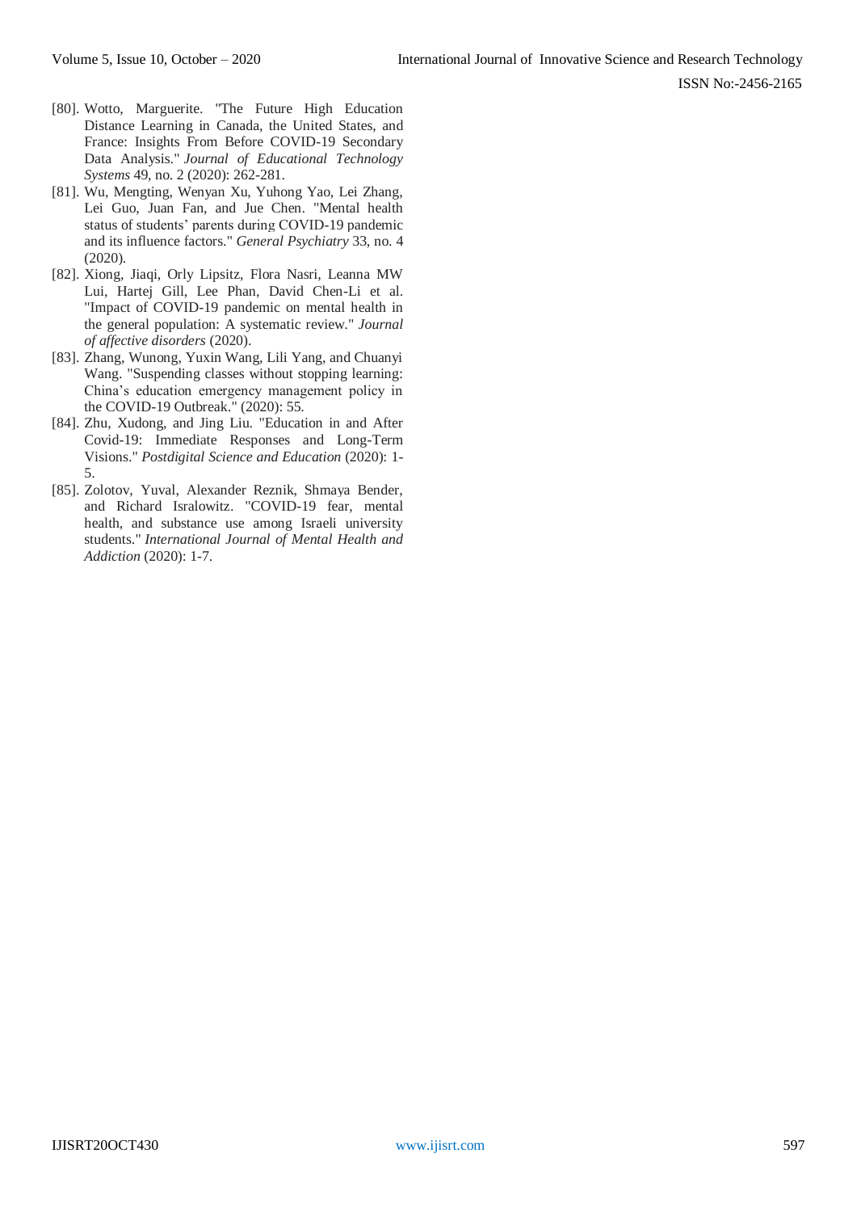[80]. Wotto, Marguerite. "The Future High Education Distance Learning in Canada, the United States, and France: Insights From Before COVID-19 Secondary Data Analysis." *Journal of Educational Technology Systems* 49, no. 2 (2020): 262-281.

[81]. Wu, Mengting, Wenyan Xu, Yuhong Yao, Lei Zhang, Lei Guo, Juan Fan, and Jue Chen. "Mental health status of students' parents during COVID-19 pandemic and its influence factors." *General Psychiatry* 33, no. 4 (2020).

[82]. Xiong, Jiaqi, Orly Lipsitz, Flora Nasri, Leanna MW Lui, Hartej Gill, Lee Phan, David Chen-Li et al. "Impact of COVID-19 pandemic on mental health in the general population: A systematic review." *Journal of affective disorders* (2020).

[83]. Zhang, Wunong, Yuxin Wang, Lili Yang, and Chuanyi Wang. "Suspending classes without stopping learning: China's education emergency management policy in the COVID-19 Outbreak." (2020): 55.

[84]. Zhu, Xudong, and Jing Liu. "Education in and After Covid-19: Immediate Responses and Long-Term Visions." *Postdigital Science and Education* (2020): 1-5.

[85]. Zolotov, Yuval, Alexander Reznik, Shmaya Bender, and Richard Isralowitz. "COVID-19 fear, mental health, and substance use among Israeli university students." *International Journal of Mental Health and Addiction* (2020): 1-7.